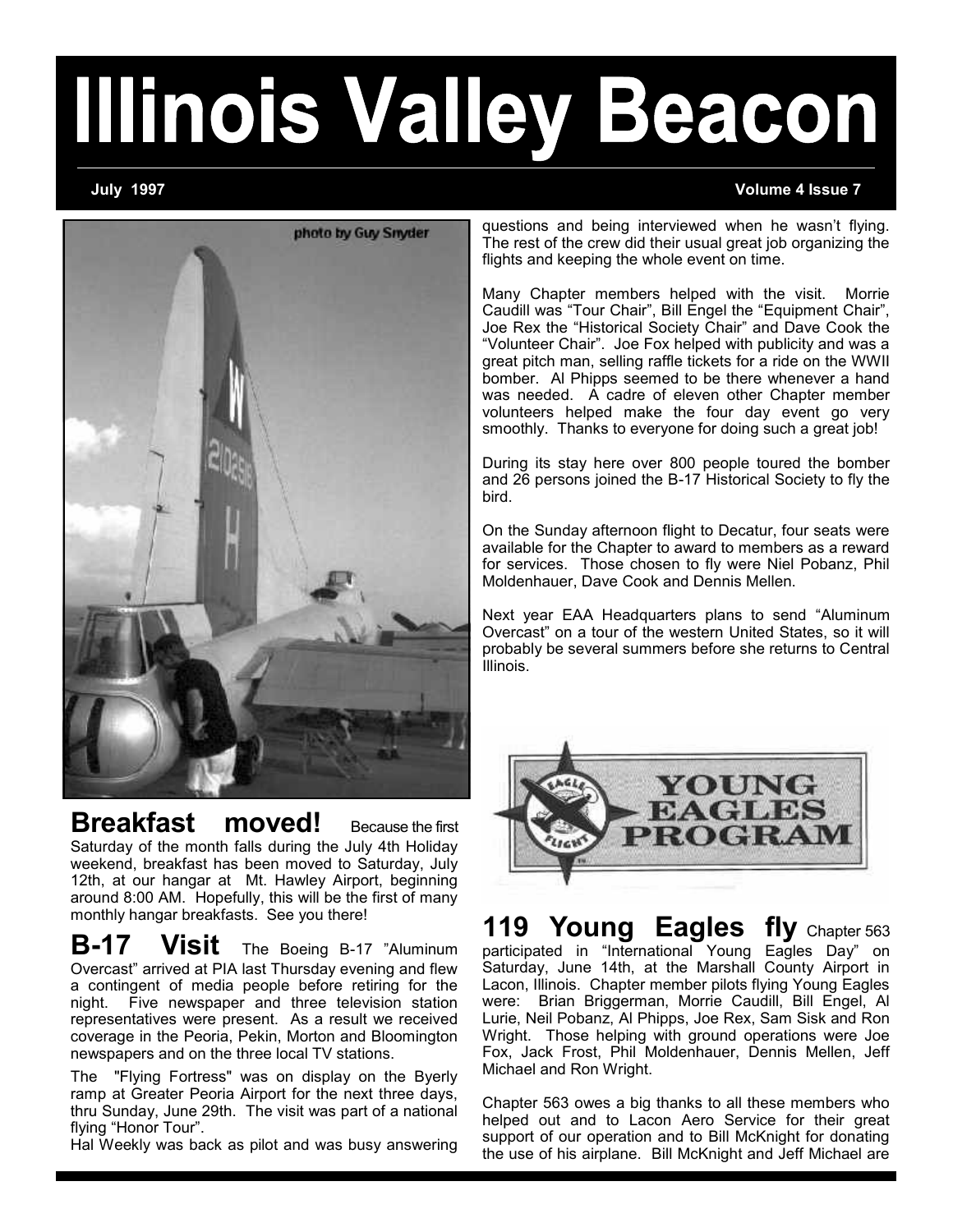# Illinois Valley Beacon

**July 1997** **Volume 4 Issue 7**

photo by Guy Snyder

## Breakfast moved!

Because the first Saturday of the month falls during the July 4th Holiday weekend, breakfast has been moved to Saturday, July 12th, at our hangar at Mt. Hawley Airport, beginning around 8:00 AM. Hopefully, this will be the first of many monthly hangar breakfasts. See you there!

## B-17 Visit

The Boeing B-17 "Aluminum Overcast" arrived at PIA last Thursday evening and flew a contingent of media people before retiring for the night. Five newspaper and three television station representatives were present. As a result we received coverage in the Peoria, Pekin, Morton and Bloomington newspapers and on the three local TV stations.

The "Flying Fortress" was on display on the Byerly ramp at Greater Peoria Airport for the next three days, thru Sunday, June 29th. The visit was part of a national flying "Honor Tour".

Hal Weekly was back as pilot and was busy answering questions and being interviewed when he wasn't flying. The rest of the crew did their usual great job organizing the flights and keeping the whole event on time.

Many Chapter members helped with the visit. Morrie Caudill was "Tour Chair", Bill Engel the "Equipment Chair", Joe Rex the "Historical Society Chair" and Dave Cook the "Volunteer Chair". Joe Fox helped with publicity and was a great pitch man, selling raffle tickets for a ride on the WWII bomber. Al Phipps seemed to be there whenever a hand was needed. A cadre of eleven other Chapter member volunteers helped make the four day event go very smoothly. Thanks to everyone for doing such a great job!

During its stay here over 800 people toured the bomber and 26 persons joined the B-17 Historical Society to fly the bird.

On the Sunday afternoon flight to Decatur, four seats were available for the Chapter to award to members as a reward for services. Those chosen to fly were Niel Pobanz, Phil Moldenhauer, Dave Cook and Dennis Mellen.

Next year EAA Headquarters plans to send "Aluminum Overcast" on a tour of the western United States, so it will probably be several summers before she returns to Central Illinois.

YOUNG EAGLES PROGRAM

## 119 Young Eagles fly

Chapter 563 participated in "International Young Eagles Day" on Saturday, June 14th, at the Marshall County Airport in Lacon, Illinois. Chapter member pilots flying Young Eagles were: Brian Briggerman, Morrie Caudill, Bill Engel, Al Lurie, Neil Pobanz, Al Phipps, Joe Rex, Sam Sisk and Ron Wright. Those helping with ground operations were Joe Fox, Jack Frost, Phil Moldenhauer, Dennis Mellen, Jeff Michael and Ron Wright.

Chapter 563 owes a big thanks to all these members who helped out and to Lacon Aero Service for their great support of our operation and to Bill McKnight for donating the use of his airplane. Bill McKnight and Jeff Michael are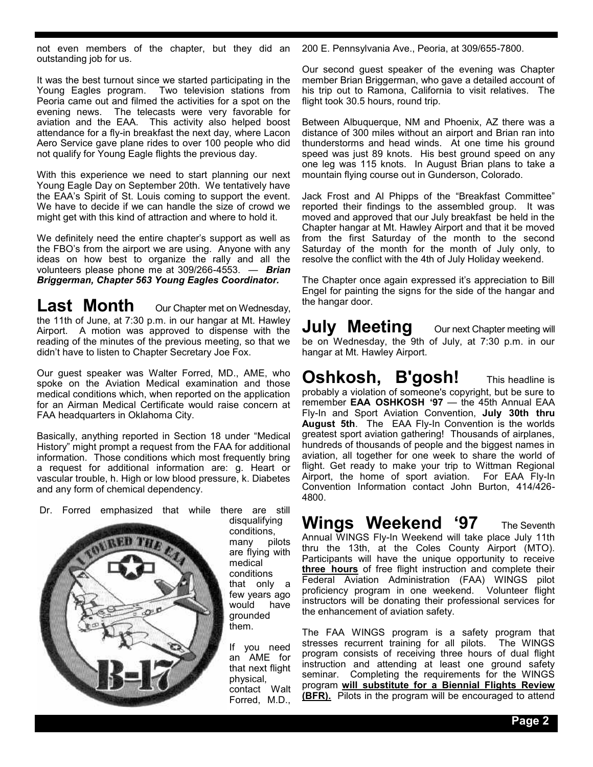not even members of the chapter, but they did an outstanding job for us.

It was the best turnout since we started participating in the Young Eagles program. Two television stations from Peoria came out and filmed the activities for a spot on the evening news. The telecasts were very favorable for aviation and the EAA. This activity also helped boost attendance for a fly-in breakfast the next day, where Lacon Aero Service gave plane rides to over 100 people who did not qualify for Young Eagle flights the previous day.

With this experience we need to start planning our next Young Eagle Day on September 20th. We tentatively have the EAA's Spirit of St. Louis coming to support the event. We have to decide if we can handle the size of crowd we might get with this kind of attraction and where to hold it.

We definitely need the entire chapter's support as well as the FBO's from the airport we are using. Anyone with any ideas on how best to organize the rally and all the volunteers please phone me at 309/266-4553. — ***Brian Briggerman, Chapter 563 Young Eagles Coordinator.***

## Last Month

Our Chapter met on Wednesday, the 11th of June, at 7:30 p.m. in our hangar at Mt. Hawley Airport. A motion was approved to dispense with the reading of the minutes of the previous meeting, so that we didn't have to listen to Chapter Secretary Joe Fox.

Our guest speaker was Walter Forred, MD., AME, who spoke on the Aviation Medical examination and those medical conditions which, when reported on the application for an Airman Medical Certificate would raise concern at FAA headquarters in Oklahoma City.

Basically, anything reported in Section 18 under "Medical History" might prompt a request from the FAA for additional information. Those conditions which most frequently bring a request for additional information are: g. Heart or vascular trouble, h. High or low blood pressure, k. Diabetes and any form of chemical dependency.

Dr. Forred emphasized that while there are still disqualifying conditions, many pilots are flying with medical conditions that only a few years ago would have grounded them.

If you need an AME for that next flight physical, contact Walt Forred, M.D., 200 E. Pennsylvania Ave., Peoria, at 309/655-7800.

Our second guest speaker of the evening was Chapter member Brian Briggerman, who gave a detailed account of his trip out to Ramona, California to visit relatives. The flight took 30.5 hours, round trip.

Between Albuquerque, NM and Phoenix, AZ there was a distance of 300 miles without an airport and Brian ran into thunderstorms and head winds. At one time his ground speed was just 89 knots. His best ground speed on any one leg was 115 knots. In August Brian plans to take a mountain flying course out in Gunderson, Colorado.

Jack Frost and Al Phipps of the "Breakfast Committee" reported their findings to the assembled group. It was moved and approved that our July breakfast be held in the Chapter hangar at Mt. Hawley Airport and that it be moved from the first Saturday of the month to the second Saturday of the month for the month of July only, to resolve the conflict with the 4th of July Holiday weekend.

The Chapter once again expressed it's appreciation to Bill Engel for painting the signs for the side of the hangar and the hangar door.

## July Meeting

Our next Chapter meeting will be on Wednesday, the 9th of July, at 7:30 p.m. in our hangar at Mt. Hawley Airport.

## Oshkosh, B'gosh!

This headline is probably a violation of someone's copyright, but be sure to remember **EAA OSHKOSH '97** — the 45th Annual EAA Fly-In and Sport Aviation Convention, **July 30th thru August 5th**. The EAA Fly-In Convention is the worlds greatest sport aviation gathering! Thousands of airplanes, hundreds of thousands of people and the biggest names in aviation, all together for one week to share the world of flight. Get ready to make your trip to Wittman Regional Airport, the home of sport aviation. For EAA Fly-In Convention Information contact John Burton, 414/426-4800.

## Wings Weekend '97

The Seventh Annual WINGS Fly-In Weekend will take place July 11th thru the 13th, at the Coles County Airport (MTO). Participants will have the unique opportunity to receive **three hours** of free flight instruction and complete their Federal Aviation Administration (FAA) WINGS pilot proficiency program in one weekend. Volunteer flight instructors will be donating their professional services for the enhancement of aviation safety.

The FAA WINGS program is a safety program that stresses recurrent training for all pilots. The WINGS program consists of receiving three hours of dual flight instruction and attending at least one ground safety seminar. Completing the requirements for the WINGS program **will substitute for a Biennial Flights Review (BFR).** Pilots in the program will be encouraged to attend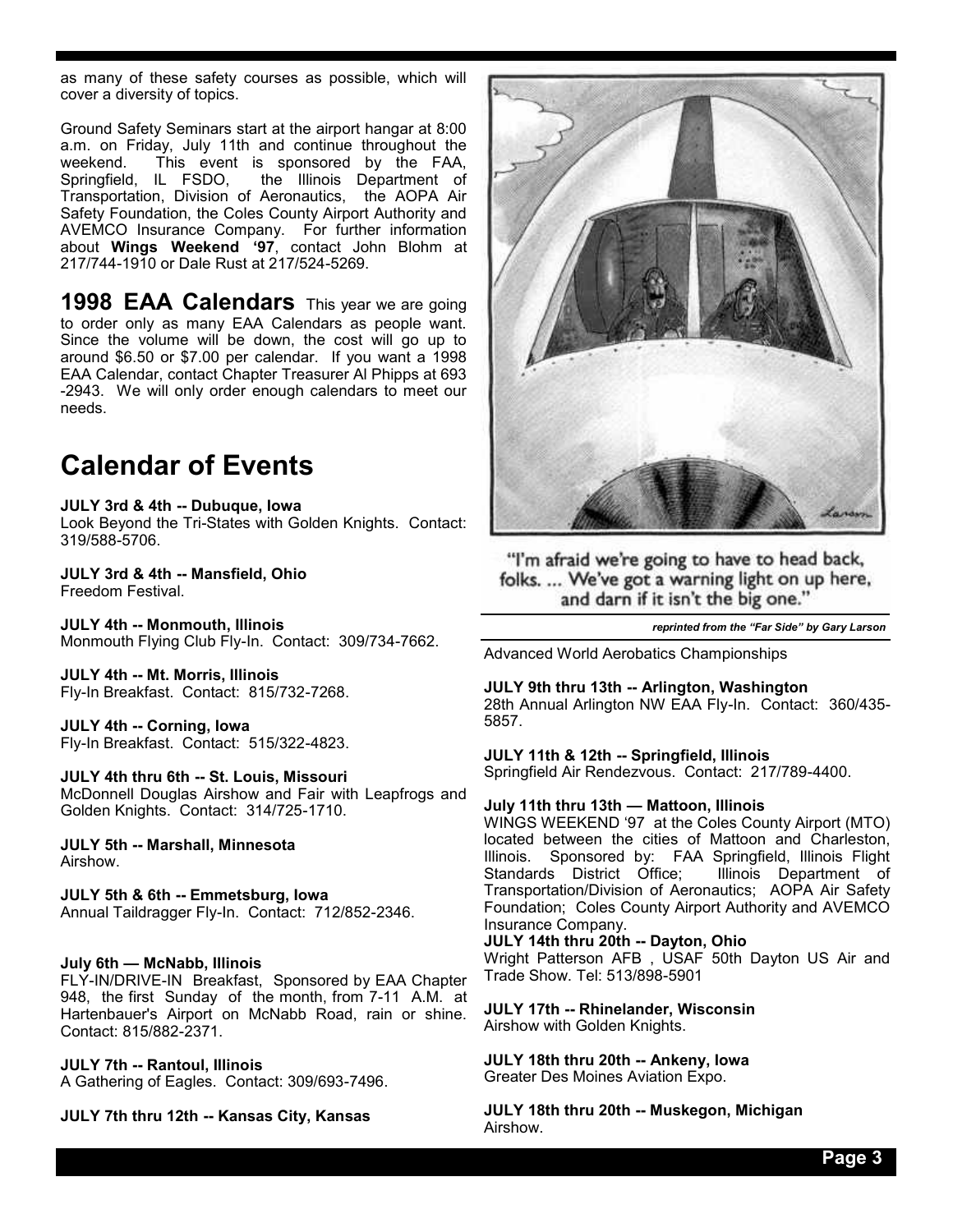as many of these safety courses as possible, which will cover a diversity of topics.

Ground Safety Seminars start at the airport hangar at 8:00 a.m. on Friday, July 11th and continue throughout the weekend. This event is sponsored by the FAA, Springfield, IL FSDO, the Illinois Department of Transportation, Division of Aeronautics, the AOPA Air Safety Foundation, the Coles County Airport Authority and AVEMCO Insurance Company. For further information about **Wings Weekend '97**, contact John Blohm at 217/744-1910 or Dale Rust at 217/524-5269.

**1998 EAA Calendars** This year we are going to order only as many EAA Calendars as people want. Since the volume will be down, the cost will go up to around $6.50 or $7.00 per calendar. If you want a 1998 EAA Calendar, contact Chapter Treasurer Al Phipps at 693-2943. We will only order enough calendars to meet our needs.

# Calendar of Events

**JULY 3rd & 4th -- Dubuque, Iowa**
Look Beyond the Tri-States with Golden Knights. Contact: 319/588-5706.

**JULY 3rd & 4th -- Mansfield, Ohio**
Freedom Festival.

**JULY 4th -- Monmouth, Illinois**
Monmouth Flying Club Fly-In. Contact: 309/734-7662.

**JULY 4th -- Mt. Morris, Illinois**
Fly-In Breakfast. Contact: 815/732-7268.

**JULY 4th -- Corning, Iowa**
Fly-In Breakfast. Contact: 515/322-4823.

**JULY 4th thru 6th -- St. Louis, Missouri**
McDonnell Douglas Airshow and Fair with Leapfrogs and Golden Knights. Contact: 314/725-1710.

**JULY 5th -- Marshall, Minnesota**
Airshow.

**JULY 5th & 6th -- Emmetsburg, Iowa**
Annual Taildragger Fly-In. Contact: 712/852-2346.

**July 6th — McNabb, Illinois**
FLY-IN/DRIVE-IN Breakfast, Sponsored by EAA Chapter 948, the first Sunday of the month, from 7-11 A.M. at Hartenbauer's Airport on McNabb Road, rain or shine. Contact: 815/882-2371.

**JULY 7th -- Rantoul, Illinois**
A Gathering of Eagles. Contact: 309/693-7496.

**JULY 7th thru 12th -- Kansas City, Kansas**

"I'm afraid we're going to have to head back, folks. ... We've got a warning light on up here, and darn if it isn't the big one."

*reprinted from the "Far Side" by Gary Larson*

Advanced World Aerobatics Championships

**JULY 9th thru 13th -- Arlington, Washington**
28th Annual Arlington NW EAA Fly-In. Contact: 360/435-5857.

**JULY 11th & 12th -- Springfield, Illinois**
Springfield Air Rendezvous. Contact: 217/789-4400.

**July 11th thru 13th — Mattoon, Illinois**
WINGS WEEKEND '97 at the Coles County Airport (MTO) located between the cities of Mattoon and Charleston, Illinois. Sponsored by: FAA Springfield, Illinois Flight Standards District Office; Illinois Department of Transportation/Division of Aeronautics; AOPA Air Safety Foundation; Coles County Airport Authority and AVEMCO Insurance Company.

**JULY 14th thru 20th -- Dayton, Ohio**
Wright Patterson AFB , USAF 50th Dayton US Air and Trade Show. Tel: 513/898-5901

**JULY 17th -- Rhinelander, Wisconsin**
Airshow with Golden Knights.

**JULY 18th thru 20th -- Ankeny, Iowa**
Greater Des Moines Aviation Expo.

**JULY 18th thru 20th -- Muskegon, Michigan**
Airshow.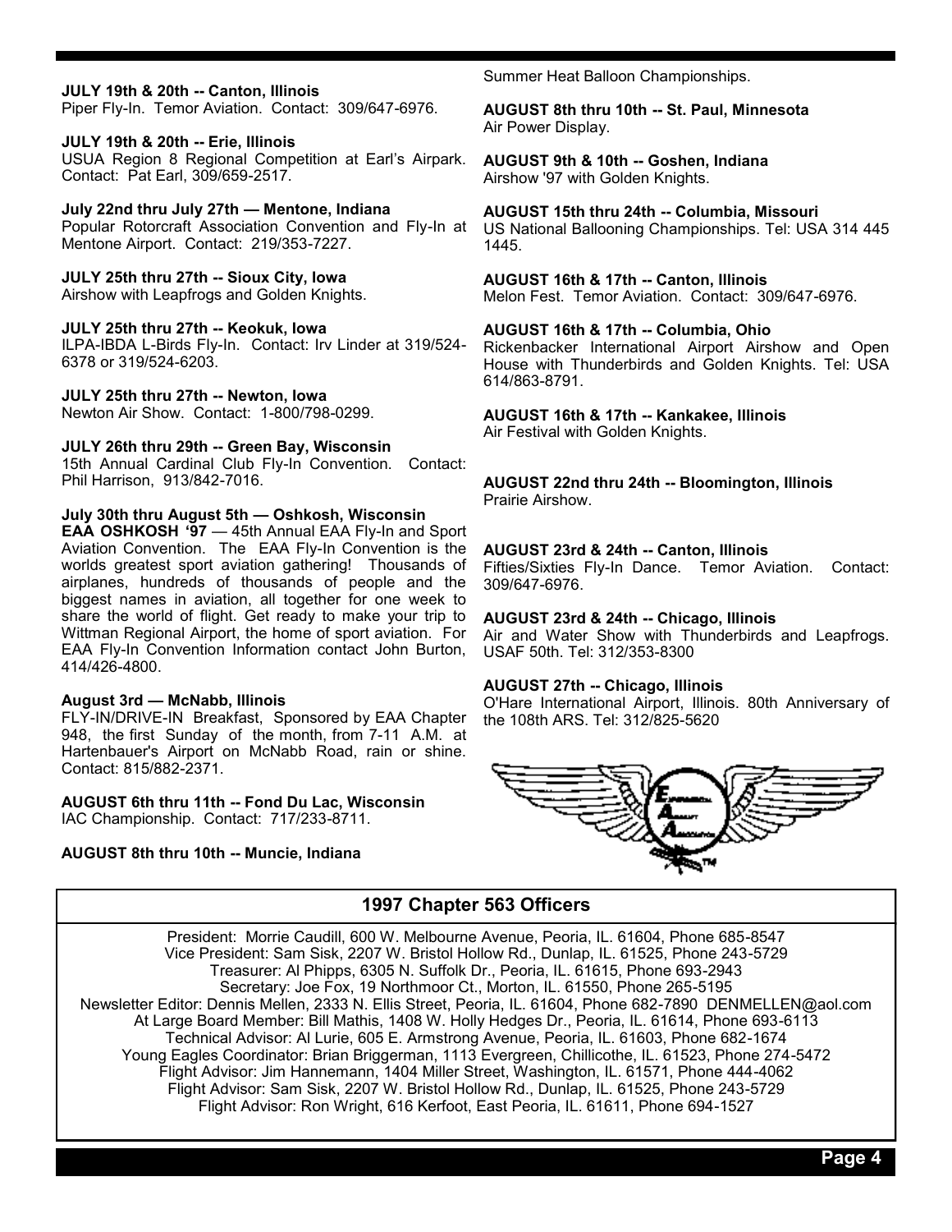**JULY 19th & 20th -- Canton, Illinois**
Piper Fly-In. Temor Aviation. Contact: 309/647-6976.

**JULY 19th & 20th -- Erie, Illinois**
USUA Region 8 Regional Competition at Earl's Airpark. Contact: Pat Earl, 309/659-2517.

**July 22nd thru July 27th — Mentone, Indiana**
Popular Rotorcraft Association Convention and Fly-In at Mentone Airport. Contact: 219/353-7227.

**JULY 25th thru 27th -- Sioux City, Iowa**
Airshow with Leapfrogs and Golden Knights.

**JULY 25th thru 27th -- Keokuk, Iowa**
ILPA-IBDA L-Birds Fly-In. Contact: Irv Linder at 319/524-6378 or 319/524-6203.

**JULY 25th thru 27th -- Newton, Iowa**
Newton Air Show. Contact: 1-800/798-0299.

**JULY 26th thru 29th -- Green Bay, Wisconsin**
15th Annual Cardinal Club Fly-In Convention. Contact: Phil Harrison, 913/842-7016.

**July 30th thru August 5th — Oshkosh, Wisconsin**
**EAA OSHKOSH '97** — 45th Annual EAA Fly-In and Sport Aviation Convention. The EAA Fly-In Convention is the worlds greatest sport aviation gathering! Thousands of airplanes, hundreds of thousands of people and the biggest names in aviation, all together for one week to share the world of flight. Get ready to make your trip to Wittman Regional Airport, the home of sport aviation. For EAA Fly-In Convention Information contact John Burton, 414/426-4800.

**August 3rd — McNabb, Illinois**
FLY-IN/DRIVE-IN Breakfast, Sponsored by EAA Chapter 948, the first Sunday of the month, from 7-11 A.M. at Hartenbauer's Airport on McNabb Road, rain or shine. Contact: 815/882-2371.

**AUGUST 6th thru 11th -- Fond Du Lac, Wisconsin**
IAC Championship. Contact: 717/233-8711.

**AUGUST 8th thru 10th -- Muncie, Indiana**
Summer Heat Balloon Championships.

**AUGUST 8th thru 10th -- St. Paul, Minnesota**
Air Power Display.

**AUGUST 9th & 10th -- Goshen, Indiana**
Airshow '97 with Golden Knights.

**AUGUST 15th thru 24th -- Columbia, Missouri**
US National Ballooning Championships. Tel: USA 314 445 1445.

**AUGUST 16th & 17th -- Canton, Illinois**
Melon Fest. Temor Aviation. Contact: 309/647-6976.

**AUGUST 16th & 17th -- Columbia, Ohio**
Rickenbacker International Airport Airshow and Open House with Thunderbirds and Golden Knights. Tel: USA 614/863-8791.

**AUGUST 16th & 17th -- Kankakee, Illinois**
Air Festival with Golden Knights.

**AUGUST 22nd thru 24th -- Bloomington, Illinois**
Prairie Airshow.

**AUGUST 23rd & 24th -- Canton, Illinois**
Fifties/Sixties Fly-In Dance. Temor Aviation. Contact: 309/647-6976.

**AUGUST 23rd & 24th -- Chicago, Illinois**
Air and Water Show with Thunderbirds and Leapfrogs. USAF 50th. Tel: 312/353-8300

**AUGUST 27th -- Chicago, Illinois**
O'Hare International Airport, Illinois. 80th Anniversary of the 108th ARS. Tel: 312/825-5620

## 1997 Chapter 563 Officers

President: Morrie Caudill, 600 W. Melbourne Avenue, Peoria, IL. 61604, Phone 685-8547
Vice President: Sam Sisk, 2207 W. Bristol Hollow Rd., Dunlap, IL. 61525, Phone 243-5729
Treasurer: Al Phipps, 6305 N. Suffolk Dr., Peoria, IL. 61615, Phone 693-2943
Secretary: Joe Fox, 19 Northmoor Ct., Morton, IL. 61550, Phone 265-5195
Newsletter Editor: Dennis Mellen, 2333 N. Ellis Street, Peoria, IL. 61604, Phone 682-7890 DENMELLEN@aol.com
At Large Board Member: Bill Mathis, 1408 W. Holly Hedges Dr., Peoria, IL. 61614, Phone 693-6113
Technical Advisor: Al Lurie, 605 E. Armstrong Avenue, Peoria, IL. 61603, Phone 682-1674
Young Eagles Coordinator: Brian Briggerman, 1113 Evergreen, Chillicothe, IL. 61523, Phone 274-5472
Flight Advisor: Jim Hannemann, 1404 Miller Street, Washington, IL. 61571, Phone 444-4062
Flight Advisor: Sam Sisk, 2207 W. Bristol Hollow Rd., Dunlap, IL. 61525, Phone 243-5729
Flight Advisor: Ron Wright, 616 Kerfoot, East Peoria, IL. 61611, Phone 694-1527